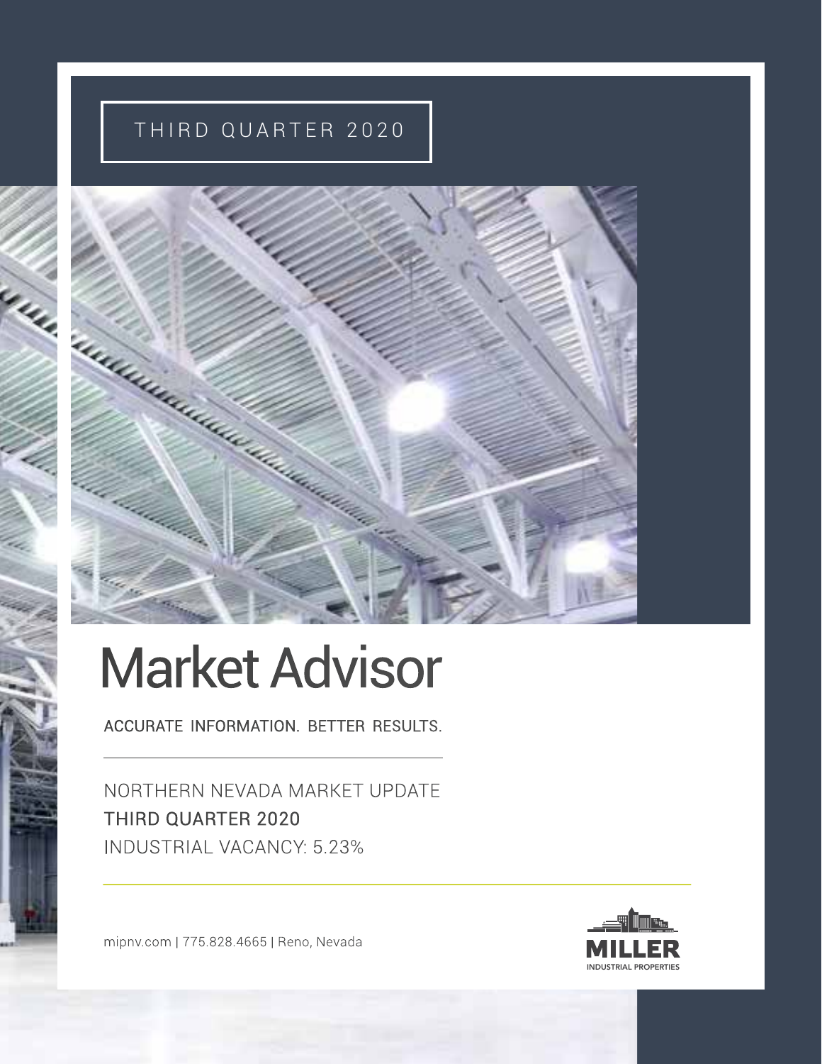THIRD QUARTER 2020

# Market Advisor

ACCURATE INFORMATION. BETTER RESULTS.

NORTHERN NEVADA MARKET UPDATE

THIRD QUARTER 2020

INDUSTRIAL VACANCY: 5.23%

mipnv.com | 775.828.4665 | Reno, Nevada

MILLER

INDUSTRIAL PROPERTIES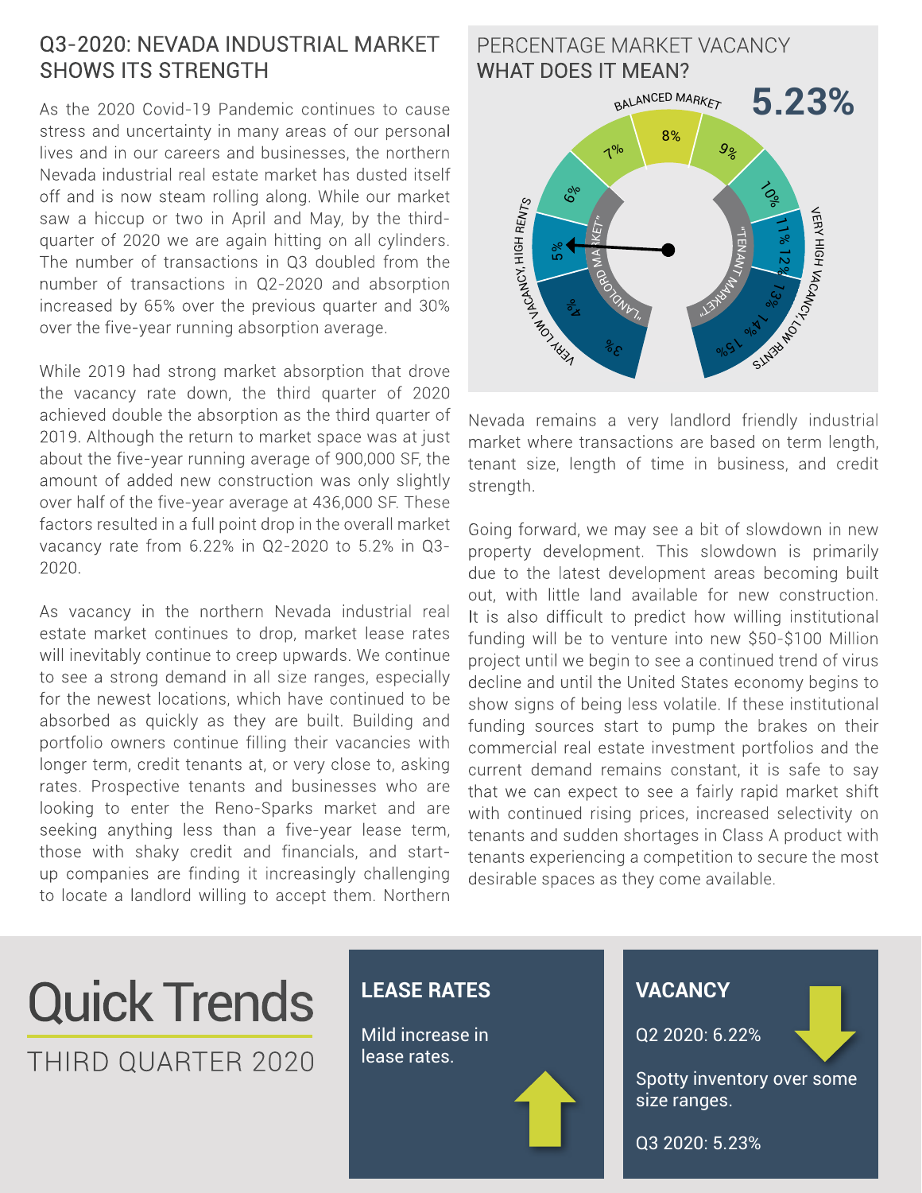## Q3-2020: NEVADA INDUSTRIAL MARKET SHOWS ITS STRENGTH

As the 2020 Covid-19 Pandemic continues to cause stress and uncertainty in many areas of our personal lives and in our careers and businesses, the northern Nevada industrial real estate market has dusted itself off and is now steam rolling along. While our market saw a hiccup or two in April and May, by the third-quarter of 2020 we are again hitting on all cylinders. The number of transactions in Q3 doubled from the number of transactions in Q2-2020 and absorption increased by 65% over the previous quarter and 30% over the five-year running absorption average.

While 2019 had strong market absorption that drove the vacancy rate down, the third quarter of 2020 achieved double the absorption as the third quarter of 2019. Although the return to market space was at just about the five-year running average of 900,000 SF, the amount of added new construction was only slightly over half of the five-year average at 436,000 SF. These factors resulted in a full point drop in the overall market vacancy rate from 6.22% in Q2-2020 to 5.2% in Q3-2020.

As vacancy in the northern Nevada industrial real estate market continues to drop, market lease rates will inevitably continue to creep upwards. We continue to see a strong demand in all size ranges, especially for the newest locations, which have continued to be absorbed as quickly as they are built. Building and portfolio owners continue filling their vacancies with longer term, credit tenants at, or very close to, asking rates. Prospective tenants and businesses who are looking to enter the Reno-Sparks market and are seeking anything less than a five-year lease term, those with shaky credit and financials, and start-up companies are finding it increasingly challenging to locate a landlord willing to accept them. Northern Nevada remains a very landlord friendly industrial market where transactions are based on term length, tenant size, length of time in business, and credit strength.

### PERCENTAGE MARKET VACANCY WHAT DOES IT MEAN?

**5.23%**

BALANCED MARKET: 8% | 7% | 9% | 6% | 10% | 5% | 11% | 12% | 4% | 13% | 3% | 14% | 15%

"LANDLORD MARKET" — VERY LOW VACANCY, HIGH RENTS

"TENANT MARKET" — VERY HIGH VACANCY, LOW RENTS

Going forward, we may see a bit of slowdown in new property development. This slowdown is primarily due to the latest development areas becoming built out, with little land available for new construction. It is also difficult to predict how willing institutional funding will be to venture into new $50-$100 Million project until we begin to see a continued trend of virus decline and until the United States economy begins to show signs of being less volatile. If these institutional funding sources start to pump the brakes on their commercial real estate investment portfolios and the current demand remains constant, it is safe to say that we can expect to see a fairly rapid market shift with continued rising prices, increased selectivity on tenants and sudden shortages in Class A product with tenants experiencing a competition to secure the most desirable spaces as they come available.

## Quick Trends

THIRD QUARTER 2020

### LEASE RATES

Mild increase in lease rates.

### VACANCY

Q2 2020: 6.22%

Spotty inventory over some size ranges.

Q3 2020: 5.23%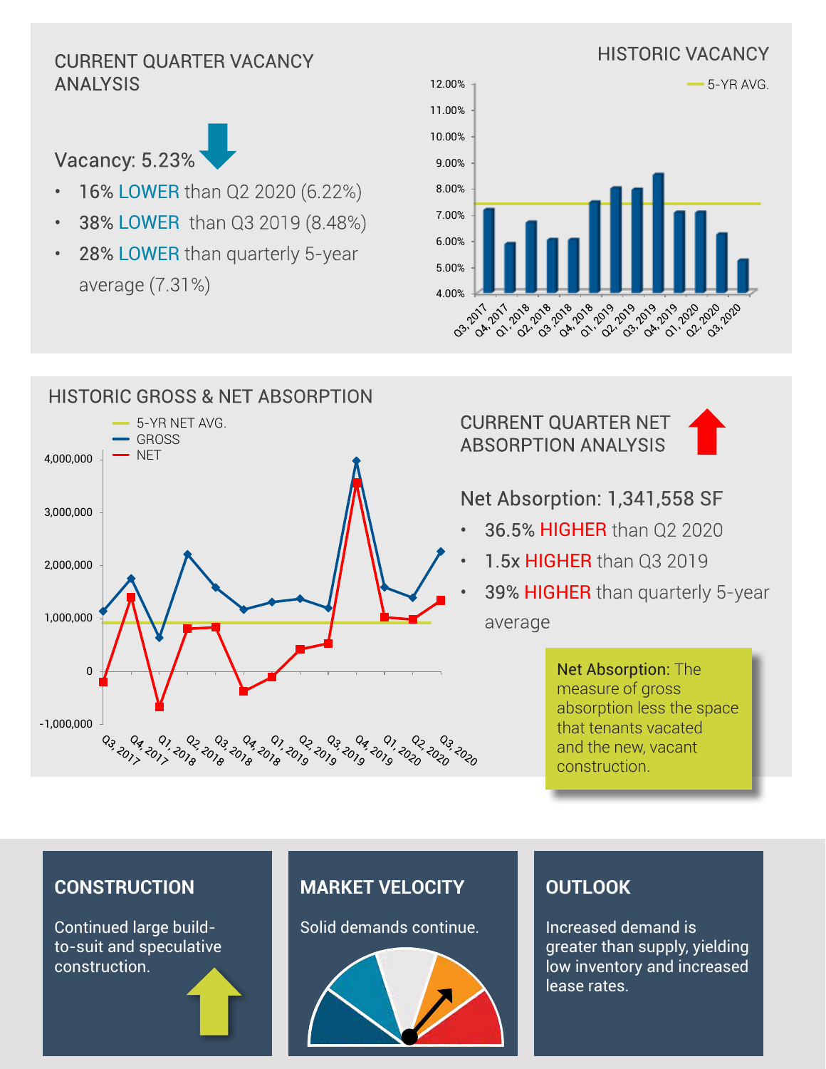## CURRENT QUARTER VACANCY ANALYSIS

Vacancy: 5.23%

- 16% LOWER than Q2 2020 (6.22%)
- 38% LOWER than Q3 2019 (8.48%)
- 28% LOWER than quarterly 5-year average (7.31%)

## HISTORIC VACANCY

## HISTORIC GROSS & NET ABSORPTION

## CURRENT QUARTER NET ABSORPTION ANALYSIS

Net Absorption: 1,341,558 SF

- 36.5% HIGHER than Q2 2020
- 1.5x HIGHER than Q3 2019
- 39% HIGHER than quarterly 5-year average

**Net Absorption:** The measure of gross absorption less the space that tenants vacated and the new, vacant construction.

### CONSTRUCTION

Continued large build-to-suit and speculative construction.

### MARKET VELOCITY

Solid demands continue.

### OUTLOOK

Increased demand is greater than supply, yielding low inventory and increased lease rates.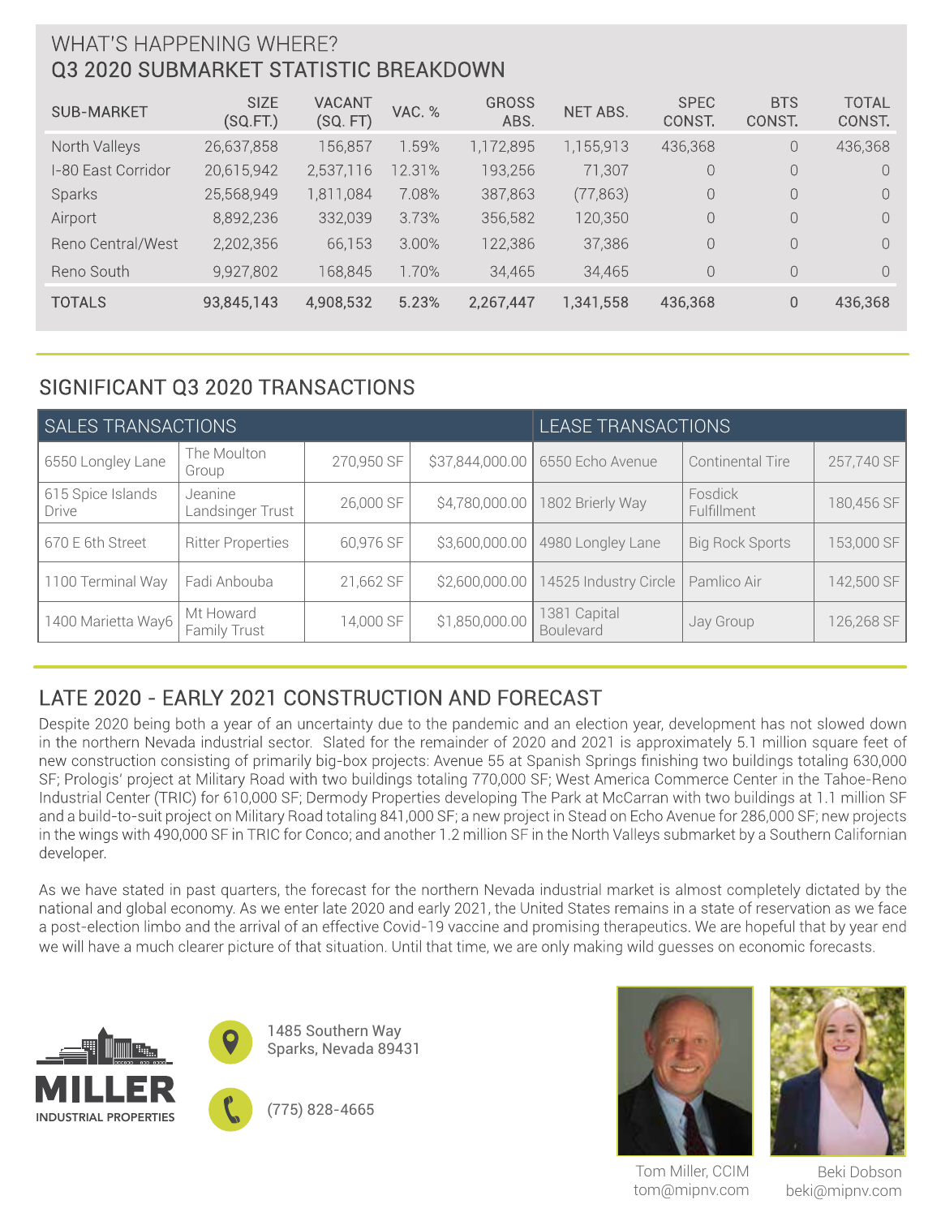## WHAT'S HAPPENING WHERE?
## Q3 2020 SUBMARKET STATISTIC BREAKDOWN

| SUB-MARKET | SIZE (SQ.FT.) | VACANT (SQ. FT) | VAC. % | GROSS ABS. | NET ABS. | SPEC CONST. | BTS CONST. | TOTAL CONST. |
|---|---|---|---|---|---|---|---|---|
| North Valleys | 26,637,858 | 156,857 | 1.59% | 1,172,895 | 1,155,913 | 436,368 | 0 | 436,368 |
| I-80 East Corridor | 20,615,942 | 2,537,116 | 12.31% | 193,256 | 71,307 | 0 | 0 | 0 |
| Sparks | 25,568,949 | 1,811,084 | 7.08% | 387,863 | (77,863) | 0 | 0 | 0 |
| Airport | 8,892,236 | 332,039 | 3.73% | 356,582 | 120,350 | 0 | 0 | 0 |
| Reno Central/West | 2,202,356 | 66,153 | 3.00% | 122,386 | 37,386 | 0 | 0 | 0 |
| Reno South | 9,927,802 | 168,845 | 1.70% | 34,465 | 34,465 | 0 | 0 | 0 |
| TOTALS | 93,845,143 | 4,908,532 | 5.23% | 2,267,447 | 1,341,558 | 436,368 | 0 | 436,368 |

## SIGNIFICANT Q3 2020 TRANSACTIONS

| SALES TRANSACTIONS | | | | LEASE TRANSACTIONS | | |
|---|---|---|---|---|---|---|
| 6550 Longley Lane | The Moulton Group | 270,950 SF | $37,844,000.00 | 6550 Echo Avenue | Continental Tire | 257,740 SF |
| 615 Spice Islands Drive | Jeanine Landsinger Trust | 26,000 SF | $4,780,000.00 | 1802 Brierly Way | Fosdick Fulfillment | 180,456 SF |
| 670 E 6th Street | Ritter Properties | 60,976 SF | $3,600,000.00 | 4980 Longley Lane | Big Rock Sports | 153,000 SF |
| 1100 Terminal Way | Fadi Anbouba | 21,662 SF | $2,600,000.00 | 14525 Industry Circle | Pamlico Air | 142,500 SF |
| 1400 Marietta Way6 | Mt Howard Family Trust | 14,000 SF | $1,850,000.00 | 1381 Capital Boulevard | Jay Group | 126,268 SF |

## LATE 2020 - EARLY 2021 CONSTRUCTION AND FORECAST

Despite 2020 being both a year of an uncertainty due to the pandemic and an election year, development has not slowed down in the northern Nevada industrial sector. Slated for the remainder of 2020 and 2021 is approximately 5.1 million square feet of new construction consisting of primarily big-box projects: Avenue 55 at Spanish Springs finishing two buildings totaling 630,000 SF; Prologis' project at Military Road with two buildings totaling 770,000 SF; West America Commerce Center in the Tahoe-Reno Industrial Center (TRIC) for 610,000 SF; Dermody Properties developing The Park at McCarran with two buildings at 1.1 million SF and a build-to-suit project on Military Road totaling 841,000 SF; a new project in Stead on Echo Avenue for 286,000 SF; new projects in the wings with 490,000 SF in TRIC for Conco; and another 1.2 million SF in the North Valleys submarket by a Southern Californian developer.

As we have stated in past quarters, the forecast for the northern Nevada industrial market is almost completely dictated by the national and global economy. As we enter late 2020 and early 2021, the United States remains in a state of reservation as we face a post-election limbo and the arrival of an effective Covid-19 vaccine and promising therapeutics. We are hopeful that by year end we will have a much clearer picture of that situation. Until that time, we are only making wild guesses on economic forecasts.

MILLER INDUSTRIAL PROPERTIES

1485 Southern Way
Sparks, Nevada 89431

(775) 828-4665

Tom Miller, CCIM
tom@mipnv.com

Beki Dobson
beki@mipnv.com